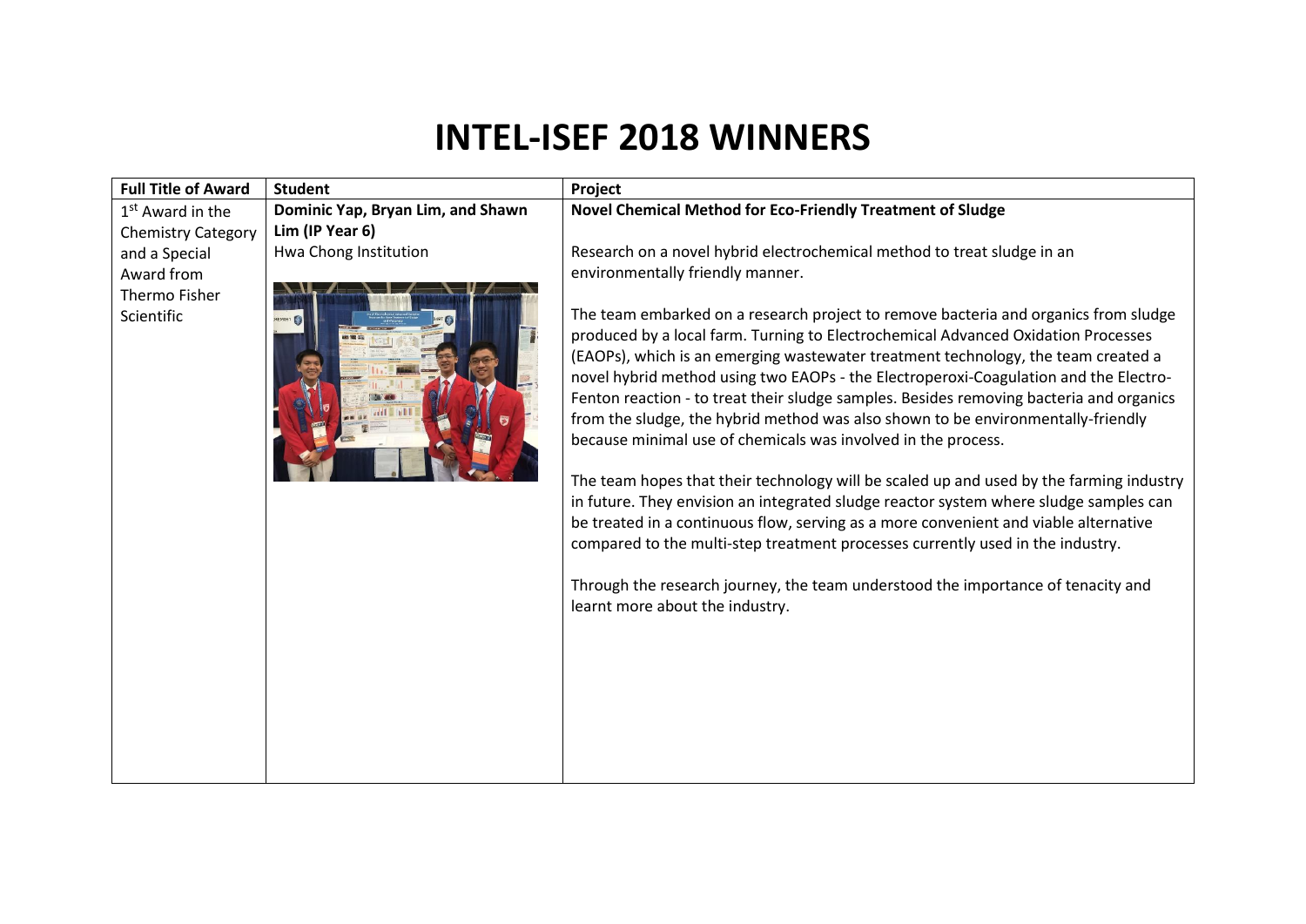# INTEL-ISEF 2018 WINNERS

| Full Title of Award | Student | Project |
|---|---|---|
| 1st Award in the Chemistry Category and a Special Award from Thermo Fisher Scientific | **Dominic Yap, Bryan Lim, and Shawn Lim (IP Year 6)**<br>Hwa Chong Institution | **Novel Chemical Method for Eco-Friendly Treatment of Sludge**<br><br>Research on a novel hybrid electrochemical method to treat sludge in an environmentally friendly manner.<br><br>The team embarked on a research project to remove bacteria and organics from sludge produced by a local farm. Turning to Electrochemical Advanced Oxidation Processes (EAOPs), which is an emerging wastewater treatment technology, the team created a novel hybrid method using two EAOPs - the Electroperoxi-Coagulation and the Electro-Fenton reaction - to treat their sludge samples. Besides removing bacteria and organics from the sludge, the hybrid method was also shown to be environmentally-friendly because minimal use of chemicals was involved in the process.<br><br>The team hopes that their technology will be scaled up and used by the farming industry in future. They envision an integrated sludge reactor system where sludge samples can be treated in a continuous flow, serving as a more convenient and viable alternative compared to the multi-step treatment processes currently used in the industry.<br><br>Through the research journey, the team understood the importance of tenacity and learnt more about the industry. |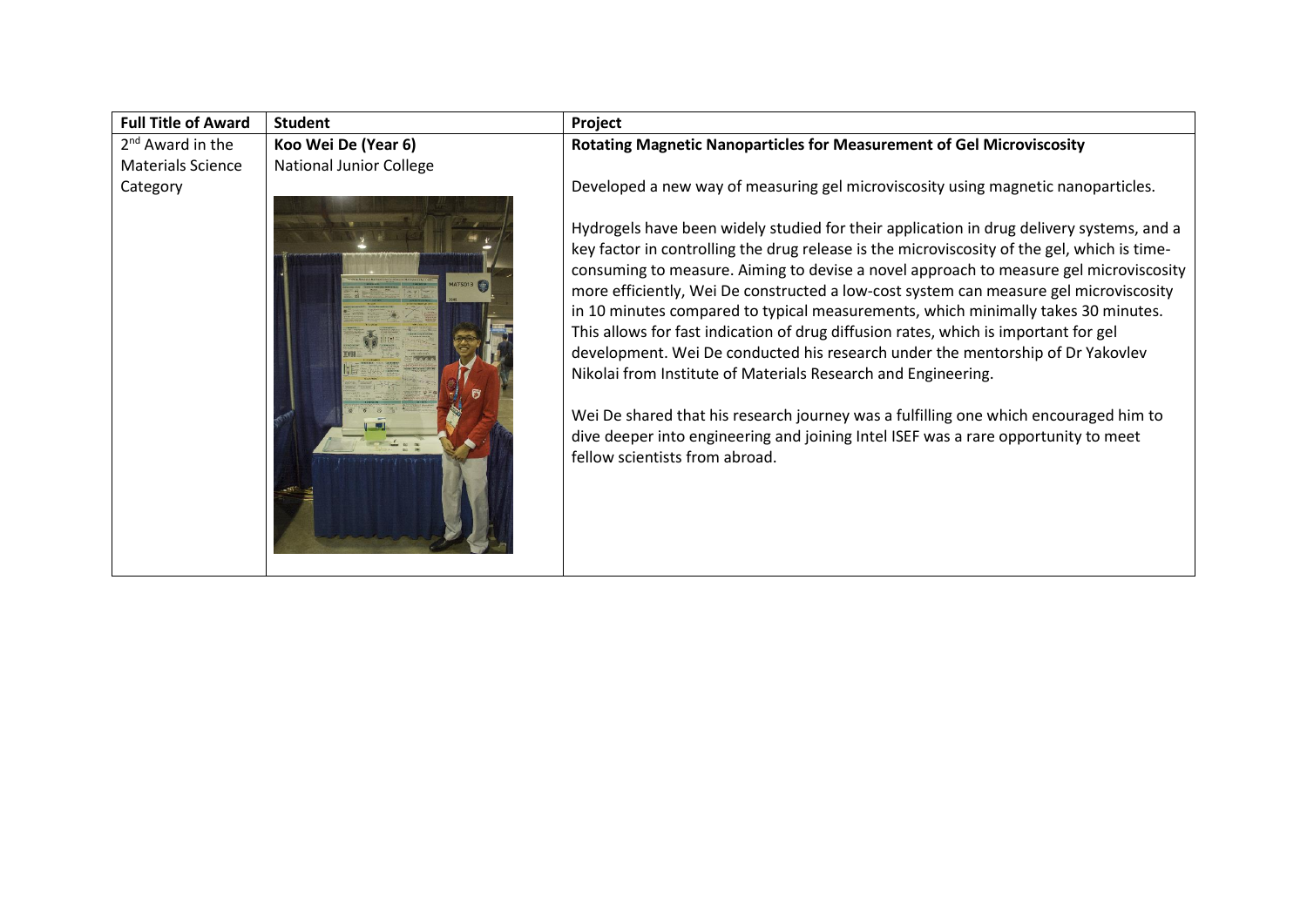| Full Title of Award | Student | Project |
|---|---|---|
| 2nd Award in the Materials Science Category | **Koo Wei De (Year 6)**<br>National Junior College | **Rotating Magnetic Nanoparticles for Measurement of Gel Microviscosity**<br><br>Developed a new way of measuring gel microviscosity using magnetic nanoparticles.<br><br>Hydrogels have been widely studied for their application in drug delivery systems, and a key factor in controlling the drug release is the microviscosity of the gel, which is time-consuming to measure. Aiming to devise a novel approach to measure gel microviscosity more efficiently, Wei De constructed a low-cost system can measure gel microviscosity in 10 minutes compared to typical measurements, which minimally takes 30 minutes. This allows for fast indication of drug diffusion rates, which is important for gel development. Wei De conducted his research under the mentorship of Dr Yakovlev Nikolai from Institute of Materials Research and Engineering.<br><br>Wei De shared that his research journey was a fulfilling one which encouraged him to dive deeper into engineering and joining Intel ISEF was a rare opportunity to meet fellow scientists from abroad. |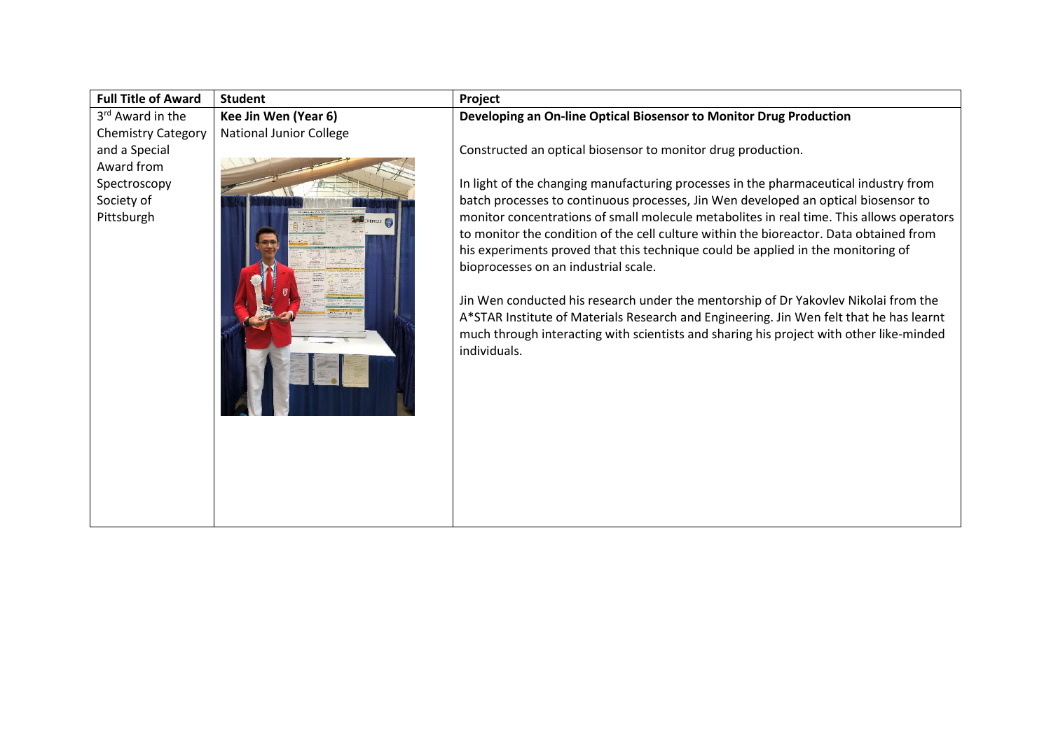| Full Title of Award | Student | Project |
| --- | --- | --- |
| 3rd Award in the Chemistry Category and a Special Award from Spectroscopy Society of Pittsburgh | **Kee Jin Wen (Year 6)**<br>National Junior College | **Developing an On-line Optical Biosensor to Monitor Drug Production**<br><br>Constructed an optical biosensor to monitor drug production.<br><br>In light of the changing manufacturing processes in the pharmaceutical industry from batch processes to continuous processes, Jin Wen developed an optical biosensor to monitor concentrations of small molecule metabolites in real time. This allows operators to monitor the condition of the cell culture within the bioreactor. Data obtained from his experiments proved that this technique could be applied in the monitoring of bioprocesses on an industrial scale.<br><br>Jin Wen conducted his research under the mentorship of Dr Yakovlev Nikolai from the A*STAR Institute of Materials Research and Engineering. Jin Wen felt that he has learnt much through interacting with scientists and sharing his project with other like-minded individuals. |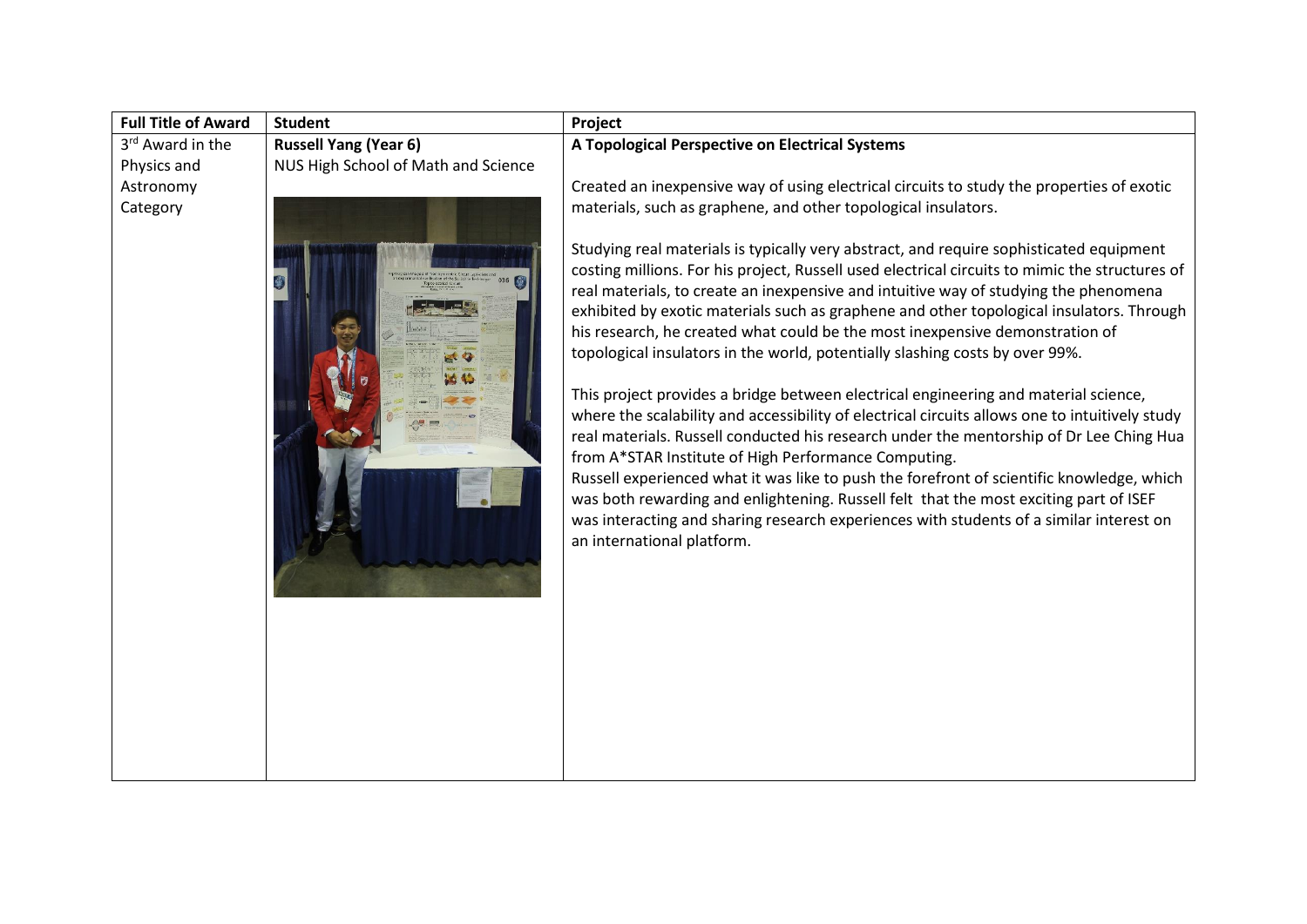| Full Title of Award | Student | Project |
| --- | --- | --- |
| 3rd Award in the Physics and Astronomy Category | **Russell Yang (Year 6)**<br>NUS High School of Math and Science | **A Topological Perspective on Electrical Systems**<br><br>Created an inexpensive way of using electrical circuits to study the properties of exotic materials, such as graphene, and other topological insulators.<br><br>Studying real materials is typically very abstract, and require sophisticated equipment costing millions. For his project, Russell used electrical circuits to mimic the structures of real materials, to create an inexpensive and intuitive way of studying the phenomena exhibited by exotic materials such as graphene and other topological insulators. Through his research, he created what could be the most inexpensive demonstration of topological insulators in the world, potentially slashing costs by over 99%.<br><br>This project provides a bridge between electrical engineering and material science, where the scalability and accessibility of electrical circuits allows one to intuitively study real materials. Russell conducted his research under the mentorship of Dr Lee Ching Hua from A*STAR Institute of High Performance Computing.<br>Russell experienced what it was like to push the forefront of scientific knowledge, which was both rewarding and enlightening. Russell felt that the most exciting part of ISEF was interacting and sharing research experiences with students of a similar interest on an international platform. |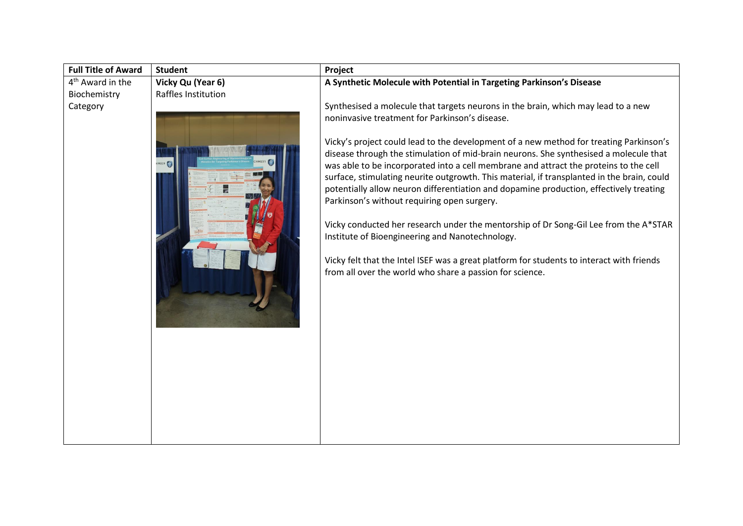| Full Title of Award | Student | Project |
| --- | --- | --- |
| 4th Award in the Biochemistry Category | **Vicky Qu (Year 6)**<br>Raffles Institution | **A Synthetic Molecule with Potential in Targeting Parkinson's Disease**<br><br>Synthesised a molecule that targets neurons in the brain, which may lead to a new noninvasive treatment for Parkinson's disease.<br><br>Vicky's project could lead to the development of a new method for treating Parkinson's disease through the stimulation of mid-brain neurons. She synthesised a molecule that was able to be incorporated into a cell membrane and attract the proteins to the cell surface, stimulating neurite outgrowth. This material, if transplanted in the brain, could potentially allow neuron differentiation and dopamine production, effectively treating Parkinson's without requiring open surgery.<br><br>Vicky conducted her research under the mentorship of Dr Song-Gil Lee from the A*STAR Institute of Bioengineering and Nanotechnology.<br><br>Vicky felt that the Intel ISEF was a great platform for students to interact with friends from all over the world who share a passion for science. |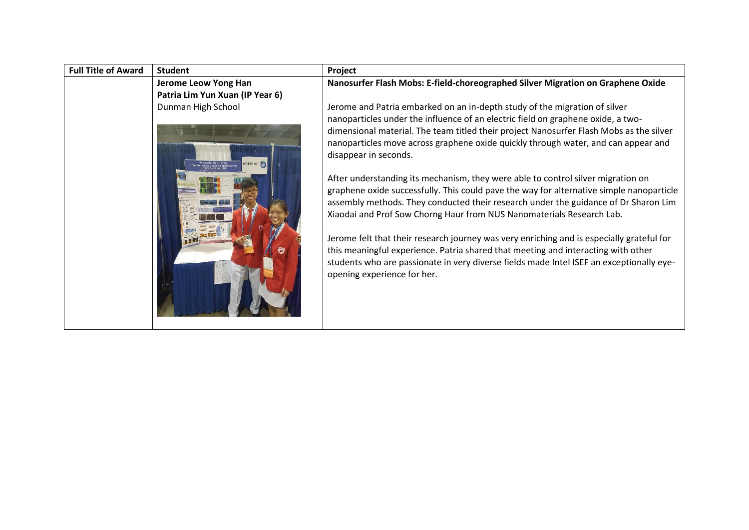| Full Title of Award | Student | Project |
|---|---|---|
| | **Jerome Leow Yong Han**<br>**Patria Lim Yun Xuan (IP Year 6)**<br>Dunman High School | **Nanosurfer Flash Mobs: E-field-choreographed Silver Migration on Graphene Oxide**<br><br>Jerome and Patria embarked on an in-depth study of the migration of silver nanoparticles under the influence of an electric field on graphene oxide, a two-dimensional material. The team titled their project Nanosurfer Flash Mobs as the silver nanoparticles move across graphene oxide quickly through water, and can appear and disappear in seconds.<br><br>After understanding its mechanism, they were able to control silver migration on graphene oxide successfully. This could pave the way for alternative simple nanoparticle assembly methods. They conducted their research under the guidance of Dr Sharon Lim Xiaodai and Prof Sow Chorng Haur from NUS Nanomaterials Research Lab.<br><br>Jerome felt that their research journey was very enriching and is especially grateful for this meaningful experience. Patria shared that meeting and interacting with other students who are passionate in very diverse fields made Intel ISEF an exceptionally eye-opening experience for her. |